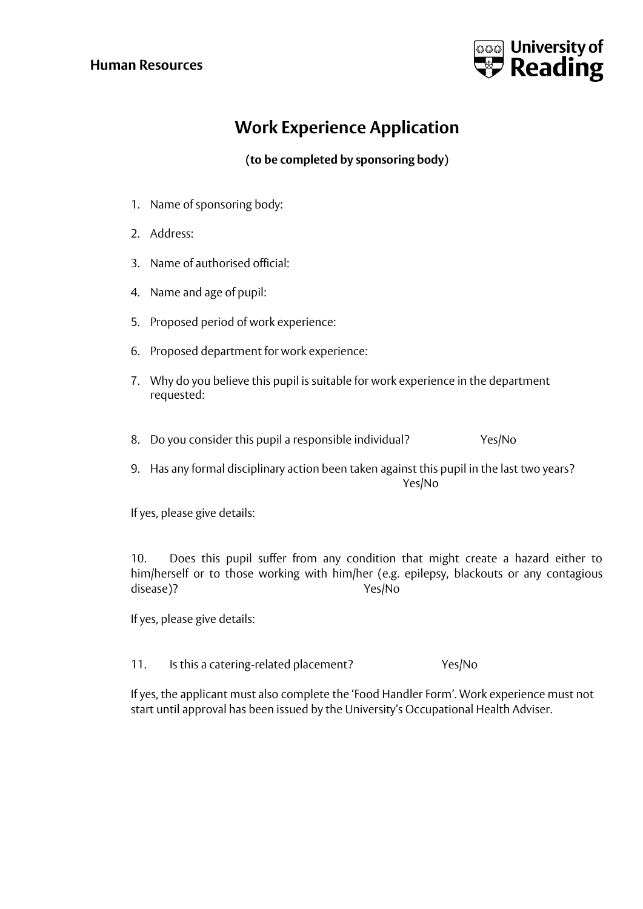**Human Resources**

University of Reading

# Work Experience Application

**(to be completed by sponsoring body)**

1. Name of sponsoring body:
2. Address:
3. Name of authorised official:
4. Name and age of pupil:
5. Proposed period of work experience:
6. Proposed department for work experience:
7. Why do you believe this pupil is suitable for work experience in the department requested:
8. Do you consider this pupil a responsible individual? Yes/No
9. Has any formal disciplinary action been taken against this pupil in the last two years? Yes/No

If yes, please give details:

10. Does this pupil suffer from any condition that might create a hazard either to him/herself or to those working with him/her (e.g. epilepsy, blackouts or any contagious disease)? Yes/No

If yes, please give details:

11. Is this a catering-related placement? Yes/No

If yes, the applicant must also complete the 'Food Handler Form'. Work experience must not start until approval has been issued by the University's Occupational Health Adviser.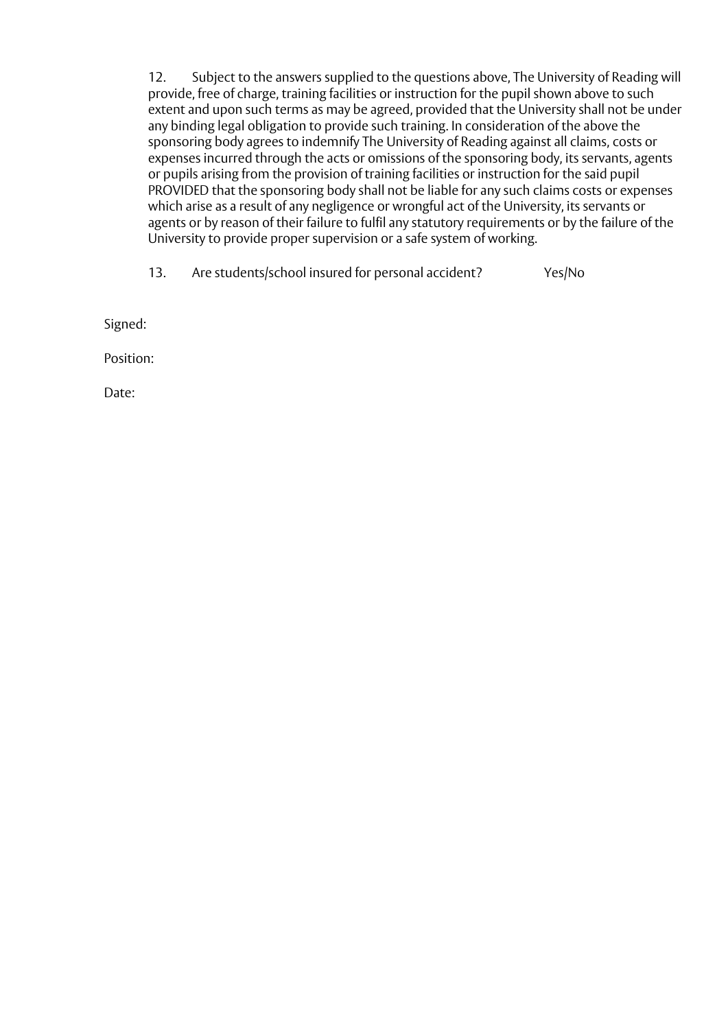12. Subject to the answers supplied to the questions above, The University of Reading will provide, free of charge, training facilities or instruction for the pupil shown above to such extent and upon such terms as may be agreed, provided that the University shall not be under any binding legal obligation to provide such training. In consideration of the above the sponsoring body agrees to indemnify The University of Reading against all claims, costs or expenses incurred through the acts or omissions of the sponsoring body, its servants, agents or pupils arising from the provision of training facilities or instruction for the said pupil PROVIDED that the sponsoring body shall not be liable for any such claims costs or expenses which arise as a result of any negligence or wrongful act of the University, its servants or agents or by reason of their failure to fulfil any statutory requirements or by the failure of the University to provide proper supervision or a safe system of working.

13. Are students/school insured for personal accident? Yes/No

Signed:

Position:

Date: